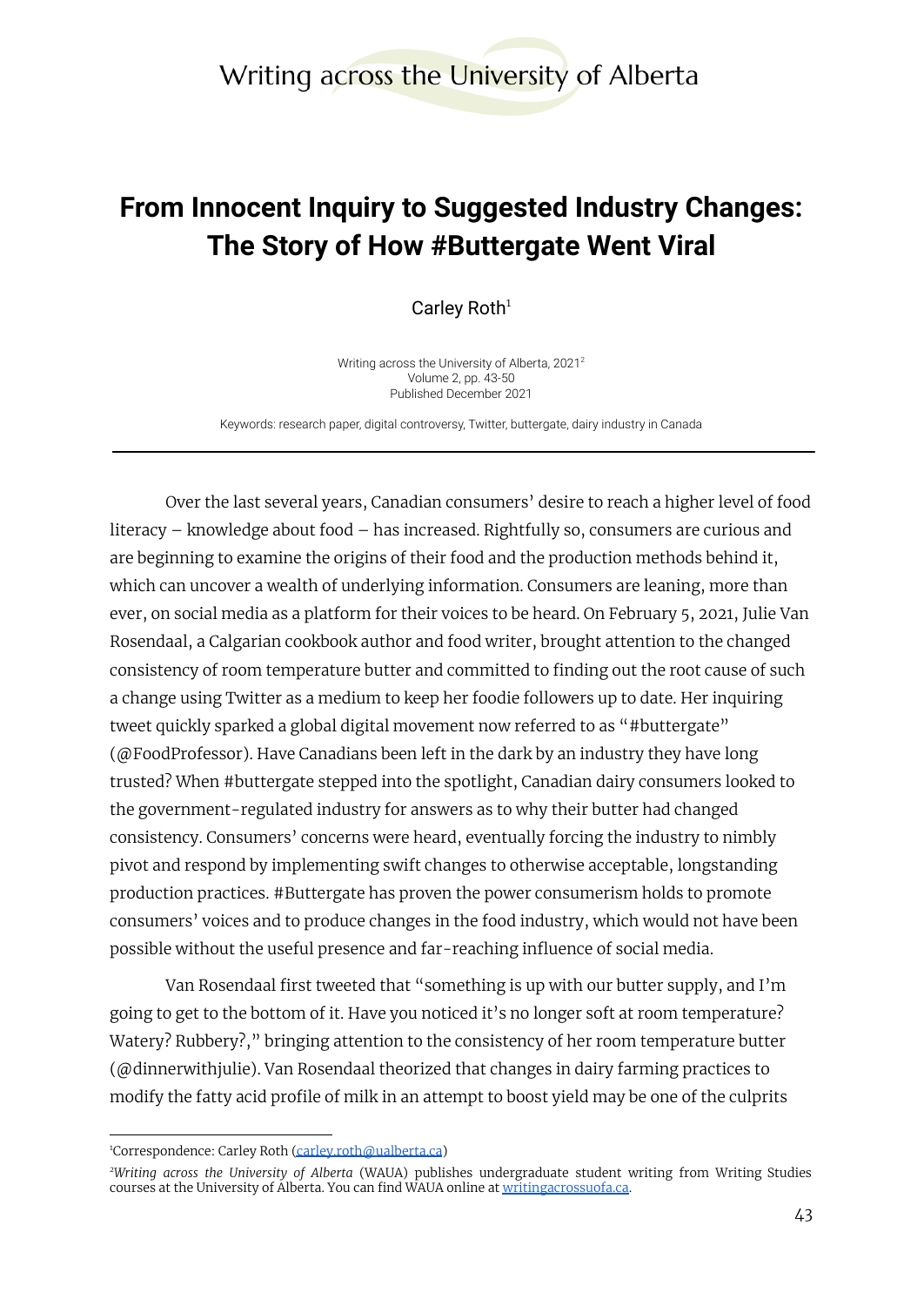# From Innocent Inquiry to Suggested Industry Changes: The Story of How #Buttergate Went Viral

Carley Roth[1]

Writing across the University of Alberta, 2021[2]
Volume 2, pp. 43-50
Published December 2021

Keywords: research paper, digital controversy, Twitter, buttergate, dairy industry in Canada

---

Over the last several years, Canadian consumers' desire to reach a higher level of food literacy – knowledge about food – has increased. Rightfully so, consumers are curious and are beginning to examine the origins of their food and the production methods behind it, which can uncover a wealth of underlying information. Consumers are leaning, more than ever, on social media as a platform for their voices to be heard. On February 5, 2021, Julie Van Rosendaal, a Calgarian cookbook author and food writer, brought attention to the changed consistency of room temperature butter and committed to finding out the root cause of such a change using Twitter as a medium to keep her foodie followers up to date. Her inquiring tweet quickly sparked a global digital movement now referred to as "#buttergate" (@FoodProfessor). Have Canadians been left in the dark by an industry they have long trusted? When #buttergate stepped into the spotlight, Canadian dairy consumers looked to the government-regulated industry for answers as to why their butter had changed consistency. Consumers' concerns were heard, eventually forcing the industry to nimbly pivot and respond by implementing swift changes to otherwise acceptable, longstanding production practices. #Buttergate has proven the power consumerism holds to promote consumers' voices and to produce changes in the food industry, which would not have been possible without the useful presence and far-reaching influence of social media.

Van Rosendaal first tweeted that "something is up with our butter supply, and I'm going to get to the bottom of it. Have you noticed it's no longer soft at room temperature? Watery? Rubbery?," bringing attention to the consistency of her room temperature butter (@dinnerwithjulie). Van Rosendaal theorized that changes in dairy farming practices to modify the fatty acid profile of milk in an attempt to boost yield may be one of the culprits

---

[1] Correspondence: Carley Roth (carley.roth@ualberta.ca)

[2] *Writing across the University of Alberta* (WAUA) publishes undergraduate student writing from Writing Studies courses at the University of Alberta. You can find WAUA online at writingacrossuofa.ca.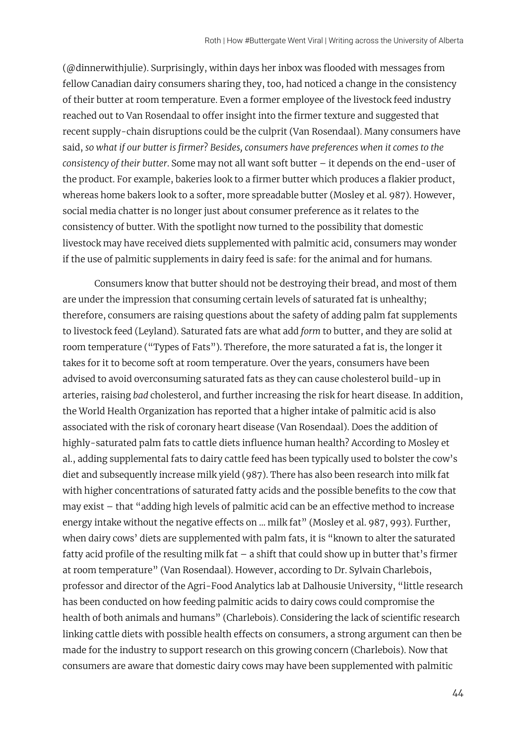(@dinnerwithjulie). Surprisingly, within days her inbox was flooded with messages from fellow Canadian dairy consumers sharing they, too, had noticed a change in the consistency of their butter at room temperature. Even a former employee of the livestock feed industry reached out to Van Rosendaal to offer insight into the firmer texture and suggested that recent supply-chain disruptions could be the culprit (Van Rosendaal). Many consumers have said, *so what if our butter is firmer*? *Besides, consumers have preferences when it comes to the consistency of their butter*. Some may not all want soft butter – it depends on the end-user of the product. For example, bakeries look to a firmer butter which produces a flakier product, whereas home bakers look to a softer, more spreadable butter (Mosley et al. 987). However, social media chatter is no longer just about consumer preference as it relates to the consistency of butter. With the spotlight now turned to the possibility that domestic livestock may have received diets supplemented with palmitic acid, consumers may wonder if the use of palmitic supplements in dairy feed is safe: for the animal and for humans.

Consumers know that butter should not be destroying their bread, and most of them are under the impression that consuming certain levels of saturated fat is unhealthy; therefore, consumers are raising questions about the safety of adding palm fat supplements to livestock feed (Leyland). Saturated fats are what add *form* to butter, and they are solid at room temperature ("Types of Fats"). Therefore, the more saturated a fat is, the longer it takes for it to become soft at room temperature. Over the years, consumers have been advised to avoid overconsuming saturated fats as they can cause cholesterol build-up in arteries, raising *bad* cholesterol, and further increasing the risk for heart disease. In addition, the World Health Organization has reported that a higher intake of palmitic acid is also associated with the risk of coronary heart disease (Van Rosendaal). Does the addition of highly-saturated palm fats to cattle diets influence human health? According to Mosley et al., adding supplemental fats to dairy cattle feed has been typically used to bolster the cow's diet and subsequently increase milk yield (987). There has also been research into milk fat with higher concentrations of saturated fatty acids and the possible benefits to the cow that may exist – that "adding high levels of palmitic acid can be an effective method to increase energy intake without the negative effects on … milk fat" (Mosley et al. 987, 993). Further, when dairy cows' diets are supplemented with palm fats, it is "known to alter the saturated fatty acid profile of the resulting milk fat – a shift that could show up in butter that's firmer at room temperature" (Van Rosendaal). However, according to Dr. Sylvain Charlebois, professor and director of the Agri-Food Analytics lab at Dalhousie University, "little research has been conducted on how feeding palmitic acids to dairy cows could compromise the health of both animals and humans" (Charlebois). Considering the lack of scientific research linking cattle diets with possible health effects on consumers, a strong argument can then be made for the industry to support research on this growing concern (Charlebois). Now that consumers are aware that domestic dairy cows may have been supplemented with palmitic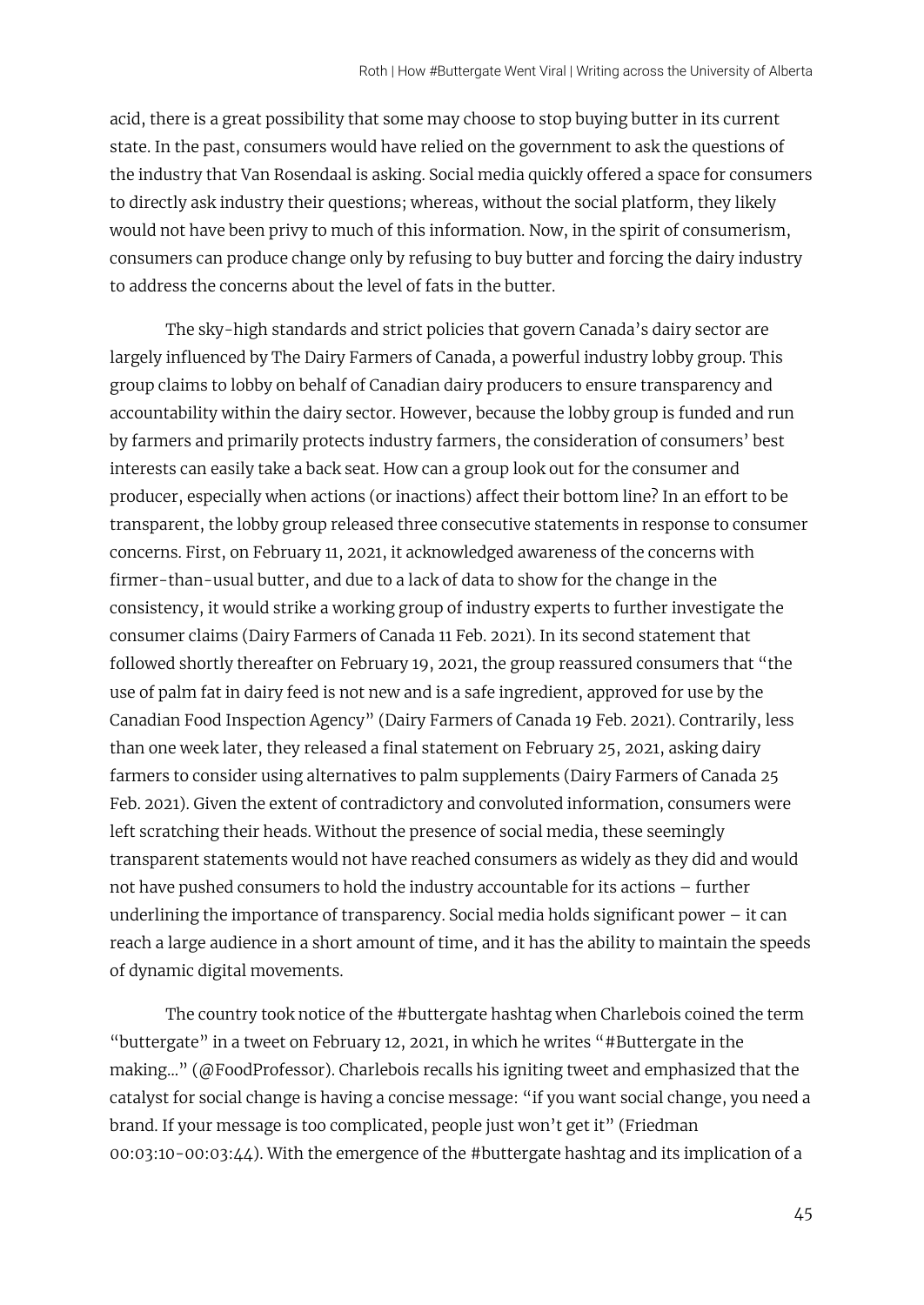acid, there is a great possibility that some may choose to stop buying butter in its current state. In the past, consumers would have relied on the government to ask the questions of the industry that Van Rosendaal is asking. Social media quickly offered a space for consumers to directly ask industry their questions; whereas, without the social platform, they likely would not have been privy to much of this information. Now, in the spirit of consumerism, consumers can produce change only by refusing to buy butter and forcing the dairy industry to address the concerns about the level of fats in the butter.

The sky-high standards and strict policies that govern Canada's dairy sector are largely influenced by The Dairy Farmers of Canada, a powerful industry lobby group. This group claims to lobby on behalf of Canadian dairy producers to ensure transparency and accountability within the dairy sector. However, because the lobby group is funded and run by farmers and primarily protects industry farmers, the consideration of consumers' best interests can easily take a back seat. How can a group look out for the consumer and producer, especially when actions (or inactions) affect their bottom line? In an effort to be transparent, the lobby group released three consecutive statements in response to consumer concerns. First, on February 11, 2021, it acknowledged awareness of the concerns with firmer-than-usual butter, and due to a lack of data to show for the change in the consistency, it would strike a working group of industry experts to further investigate the consumer claims (Dairy Farmers of Canada 11 Feb. 2021). In its second statement that followed shortly thereafter on February 19, 2021, the group reassured consumers that "the use of palm fat in dairy feed is not new and is a safe ingredient, approved for use by the Canadian Food Inspection Agency" (Dairy Farmers of Canada 19 Feb. 2021). Contrarily, less than one week later, they released a final statement on February 25, 2021, asking dairy farmers to consider using alternatives to palm supplements (Dairy Farmers of Canada 25 Feb. 2021). Given the extent of contradictory and convoluted information, consumers were left scratching their heads. Without the presence of social media, these seemingly transparent statements would not have reached consumers as widely as they did and would not have pushed consumers to hold the industry accountable for its actions – further underlining the importance of transparency. Social media holds significant power – it can reach a large audience in a short amount of time, and it has the ability to maintain the speeds of dynamic digital movements.

The country took notice of the #buttergate hashtag when Charlebois coined the term "buttergate" in a tweet on February 12, 2021, in which he writes "#Buttergate in the making…" (@FoodProfessor). Charlebois recalls his igniting tweet and emphasized that the catalyst for social change is having a concise message: "if you want social change, you need a brand. If your message is too complicated, people just won't get it" (Friedman 00:03:10-00:03:44). With the emergence of the #buttergate hashtag and its implication of a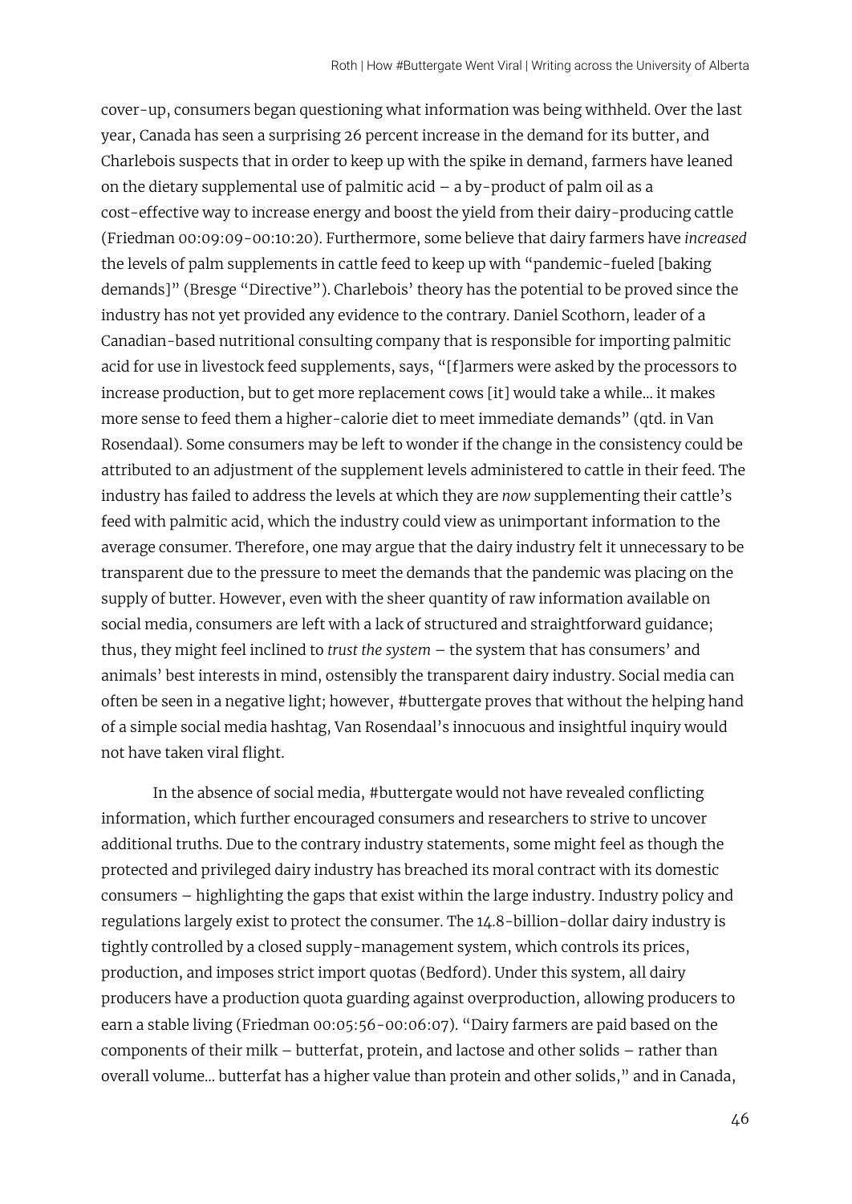cover-up, consumers began questioning what information was being withheld. Over the last year, Canada has seen a surprising 26 percent increase in the demand for its butter, and Charlebois suspects that in order to keep up with the spike in demand, farmers have leaned on the dietary supplemental use of palmitic acid – a by-product of palm oil as a cost-effective way to increase energy and boost the yield from their dairy-producing cattle (Friedman 00:09:09-00:10:20). Furthermore, some believe that dairy farmers have *increased* the levels of palm supplements in cattle feed to keep up with "pandemic-fueled [baking demands]" (Bresge "Directive"). Charlebois' theory has the potential to be proved since the industry has not yet provided any evidence to the contrary. Daniel Scothorn, leader of a Canadian-based nutritional consulting company that is responsible for importing palmitic acid for use in livestock feed supplements, says, "[f]armers were asked by the processors to increase production, but to get more replacement cows [it] would take a while… it makes more sense to feed them a higher-calorie diet to meet immediate demands" (qtd. in Van Rosendaal). Some consumers may be left to wonder if the change in the consistency could be attributed to an adjustment of the supplement levels administered to cattle in their feed. The industry has failed to address the levels at which they are *now* supplementing their cattle's feed with palmitic acid, which the industry could view as unimportant information to the average consumer. Therefore, one may argue that the dairy industry felt it unnecessary to be transparent due to the pressure to meet the demands that the pandemic was placing on the supply of butter. However, even with the sheer quantity of raw information available on social media, consumers are left with a lack of structured and straightforward guidance; thus, they might feel inclined to *trust the system* – the system that has consumers' and animals' best interests in mind, ostensibly the transparent dairy industry. Social media can often be seen in a negative light; however, #buttergate proves that without the helping hand of a simple social media hashtag, Van Rosendaal's innocuous and insightful inquiry would not have taken viral flight.

In the absence of social media, #buttergate would not have revealed conflicting information, which further encouraged consumers and researchers to strive to uncover additional truths. Due to the contrary industry statements, some might feel as though the protected and privileged dairy industry has breached its moral contract with its domestic consumers – highlighting the gaps that exist within the large industry. Industry policy and regulations largely exist to protect the consumer. The 14.8-billion-dollar dairy industry is tightly controlled by a closed supply-management system, which controls its prices, production, and imposes strict import quotas (Bedford). Under this system, all dairy producers have a production quota guarding against overproduction, allowing producers to earn a stable living (Friedman 00:05:56-00:06:07). "Dairy farmers are paid based on the components of their milk – butterfat, protein, and lactose and other solids – rather than overall volume… butterfat has a higher value than protein and other solids," and in Canada,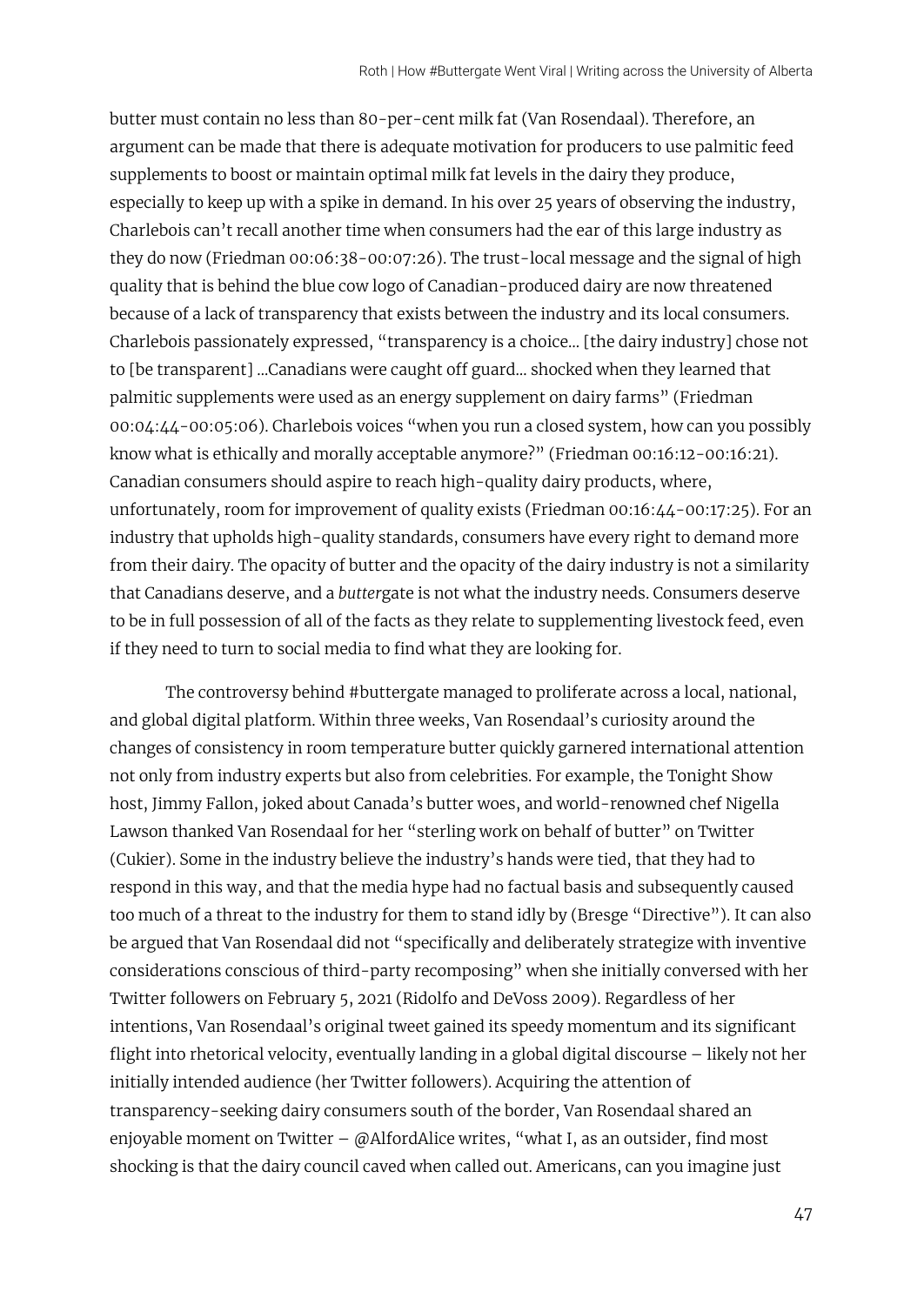butter must contain no less than 80-per-cent milk fat (Van Rosendaal). Therefore, an argument can be made that there is adequate motivation for producers to use palmitic feed supplements to boost or maintain optimal milk fat levels in the dairy they produce, especially to keep up with a spike in demand. In his over 25 years of observing the industry, Charlebois can't recall another time when consumers had the ear of this large industry as they do now (Friedman 00:06:38-00:07:26). The trust-local message and the signal of high quality that is behind the blue cow logo of Canadian-produced dairy are now threatened because of a lack of transparency that exists between the industry and its local consumers. Charlebois passionately expressed, "transparency is a choice… [the dairy industry] chose not to [be transparent] …Canadians were caught off guard… shocked when they learned that palmitic supplements were used as an energy supplement on dairy farms" (Friedman 00:04:44-00:05:06). Charlebois voices "when you run a closed system, how can you possibly know what is ethically and morally acceptable anymore?" (Friedman 00:16:12-00:16:21). Canadian consumers should aspire to reach high-quality dairy products, where, unfortunately, room for improvement of quality exists (Friedman 00:16:44-00:17:25). For an industry that upholds high-quality standards, consumers have every right to demand more from their dairy. The opacity of butter and the opacity of the dairy industry is not a similarity that Canadians deserve, and a *butter*gate is not what the industry needs. Consumers deserve to be in full possession of all of the facts as they relate to supplementing livestock feed, even if they need to turn to social media to find what they are looking for.

The controversy behind #buttergate managed to proliferate across a local, national, and global digital platform. Within three weeks, Van Rosendaal's curiosity around the changes of consistency in room temperature butter quickly garnered international attention not only from industry experts but also from celebrities. For example, the Tonight Show host, Jimmy Fallon, joked about Canada's butter woes, and world-renowned chef Nigella Lawson thanked Van Rosendaal for her "sterling work on behalf of butter" on Twitter (Cukier). Some in the industry believe the industry's hands were tied, that they had to respond in this way, and that the media hype had no factual basis and subsequently caused too much of a threat to the industry for them to stand idly by (Bresge "Directive"). It can also be argued that Van Rosendaal did not "specifically and deliberately strategize with inventive considerations conscious of third-party recomposing" when she initially conversed with her Twitter followers on February 5, 2021 (Ridolfo and DeVoss 2009). Regardless of her intentions, Van Rosendaal's original tweet gained its speedy momentum and its significant flight into rhetorical velocity, eventually landing in a global digital discourse – likely not her initially intended audience (her Twitter followers). Acquiring the attention of transparency-seeking dairy consumers south of the border, Van Rosendaal shared an enjoyable moment on Twitter – @AlfordAlice writes, "what I, as an outsider, find most shocking is that the dairy council caved when called out. Americans, can you imagine just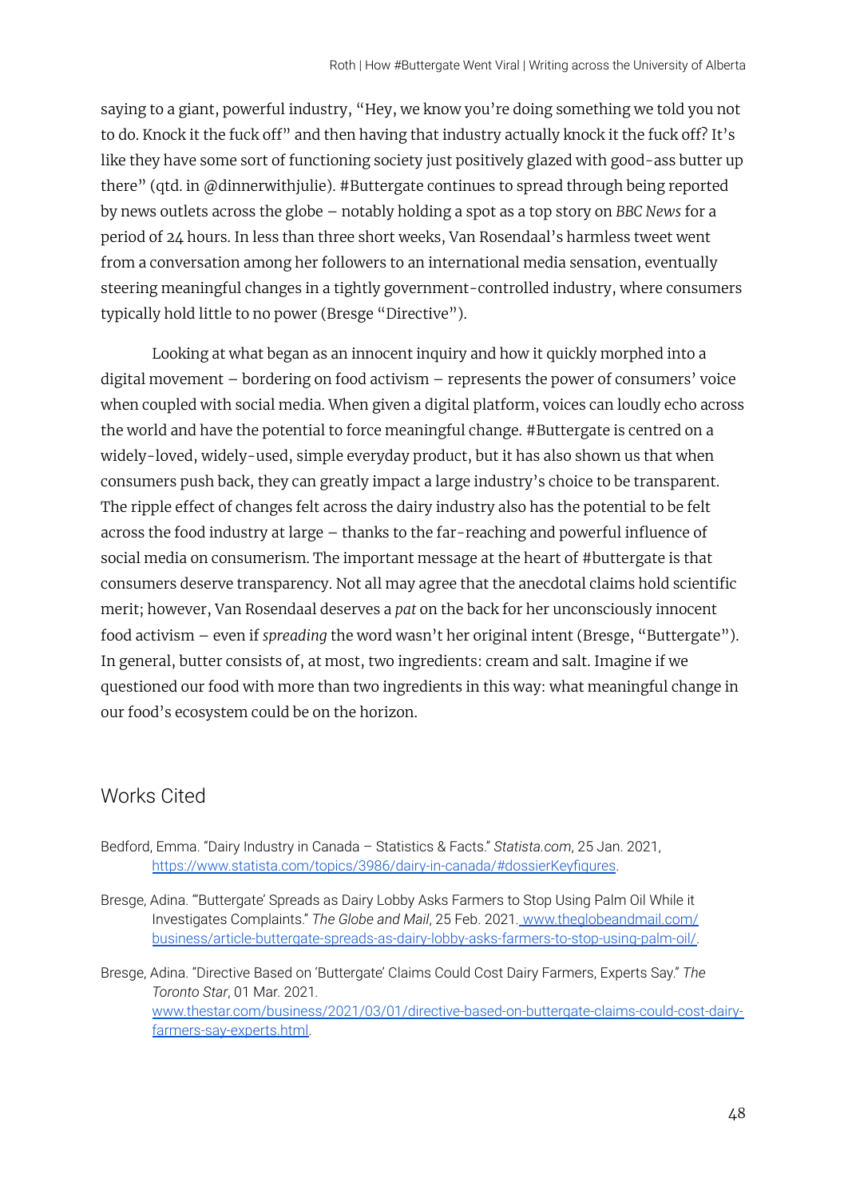saying to a giant, powerful industry, "Hey, we know you're doing something we told you not to do. Knock it the fuck off" and then having that industry actually knock it the fuck off? It's like they have some sort of functioning society just positively glazed with good-ass butter up there" (qtd. in @dinnerwithjulie). #Buttergate continues to spread through being reported by news outlets across the globe – notably holding a spot as a top story on *BBC News* for a period of 24 hours. In less than three short weeks, Van Rosendaal's harmless tweet went from a conversation among her followers to an international media sensation, eventually steering meaningful changes in a tightly government-controlled industry, where consumers typically hold little to no power (Bresge "Directive").

Looking at what began as an innocent inquiry and how it quickly morphed into a digital movement – bordering on food activism – represents the power of consumers' voice when coupled with social media. When given a digital platform, voices can loudly echo across the world and have the potential to force meaningful change. #Buttergate is centred on a widely-loved, widely-used, simple everyday product, but it has also shown us that when consumers push back, they can greatly impact a large industry's choice to be transparent. The ripple effect of changes felt across the dairy industry also has the potential to be felt across the food industry at large – thanks to the far-reaching and powerful influence of social media on consumerism. The important message at the heart of #buttergate is that consumers deserve transparency. Not all may agree that the anecdotal claims hold scientific merit; however, Van Rosendaal deserves a *pat* on the back for her unconsciously innocent food activism – even if *spreading* the word wasn't her original intent (Bresge, "Buttergate"). In general, butter consists of, at most, two ingredients: cream and salt. Imagine if we questioned our food with more than two ingredients in this way: what meaningful change in our food's ecosystem could be on the horizon.

## Works Cited

Bedford, Emma. "Dairy Industry in Canada – Statistics & Facts." *Statista.com*, 25 Jan. 2021, https://www.statista.com/topics/3986/dairy-in-canada/#dossierKeyfigures.

Bresge, Adina. "'Buttergate' Spreads as Dairy Lobby Asks Farmers to Stop Using Palm Oil While it Investigates Complaints." *The Globe and Mail*, 25 Feb. 2021. www.theglobeandmail.com/business/article-buttergate-spreads-as-dairy-lobby-asks-farmers-to-stop-using-palm-oil/.

Bresge, Adina. "Directive Based on 'Buttergate' Claims Could Cost Dairy Farmers, Experts Say." *The Toronto Star*, 01 Mar. 2021. www.thestar.com/business/2021/03/01/directive-based-on-buttergate-claims-could-cost-dairy-farmers-say-experts.html.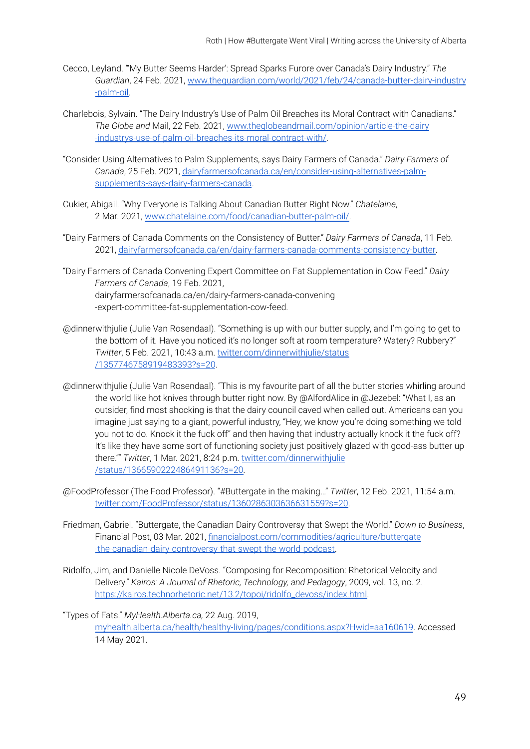Cecco, Leyland. "'My Butter Seems Harder': Spread Sparks Furore over Canada's Dairy Industry." *The Guardian*, 24 Feb. 2021, www.theguardian.com/world/2021/feb/24/canada-butter-dairy-industry-palm-oil.

Charlebois, Sylvain. "The Dairy Industry's Use of Palm Oil Breaches its Moral Contract with Canadians." *The Globe and* Mail, 22 Feb. 2021, www.theglobeandmail.com/opinion/article-the-dairy-industrys-use-of-palm-oil-breaches-its-moral-contract-with/.

"Consider Using Alternatives to Palm Supplements, says Dairy Farmers of Canada." *Dairy Farmers of Canada*, 25 Feb. 2021, dairyfarmersofcanada.ca/en/consider-using-alternatives-palm-supplements-says-dairy-farmers-canada.

Cukier, Abigail. "Why Everyone is Talking About Canadian Butter Right Now." *Chatelaine*, 2 Mar. 2021, www.chatelaine.com/food/canadian-butter-palm-oil/.

"Dairy Farmers of Canada Comments on the Consistency of Butter." *Dairy Farmers of Canada*, 11 Feb. 2021, dairyfarmersofcanada.ca/en/dairy-farmers-canada-comments-consistency-butter.

"Dairy Farmers of Canada Convening Expert Committee on Fat Supplementation in Cow Feed." *Dairy Farmers of Canada*, 19 Feb. 2021, dairyfarmersofcanada.ca/en/dairy-farmers-canada-convening-expert-committee-fat-supplementation-cow-feed.

@dinnerwithjulie (Julie Van Rosendaal). "Something is up with our butter supply, and I'm going to get to the bottom of it. Have you noticed it's no longer soft at room temperature? Watery? Rubbery?" *Twitter*, 5 Feb. 2021, 10:43 a.m. twitter.com/dinnerwithjulie/status/1357746758919483393?s=20.

@dinnerwithjulie (Julie Van Rosendaal). "This is my favourite part of all the butter stories whirling around the world like hot knives through butter right now. By @AlfordAlice in @Jezebel: "What I, as an outsider, find most shocking is that the dairy council caved when called out. Americans can you imagine just saying to a giant, powerful industry, "Hey, we know you're doing something we told you not to do. Knock it the fuck off" and then having that industry actually knock it the fuck off? It's like they have some sort of functioning society just positively glazed with good-ass butter up there."" *Twitter*, 1 Mar. 2021, 8:24 p.m. twitter.com/dinnerwithjulie/status/1366590222486491136?s=20.

@FoodProfessor (The Food Professor). "#Buttergate in the making..." *Twitter*, 12 Feb. 2021, 11:54 a.m. twitter.com/FoodProfessor/status/1360286303636631559?s=20.

Friedman, Gabriel. "Buttergate, the Canadian Dairy Controversy that Swept the World." *Down to Business*, Financial Post, 03 Mar. 2021, financialpost.com/commodities/agriculture/buttergate-the-canadian-dairy-controversy-that-swept-the-world-podcast.

Ridolfo, Jim, and Danielle Nicole DeVoss. "Composing for Recomposition: Rhetorical Velocity and Delivery." *Kairos: A Journal of Rhetoric, Technology, and Pedagogy*, 2009, vol. 13, no. 2. https://kairos.technorhetoric.net/13.2/topoi/ridolfo_devoss/index.html.

"Types of Fats." *MyHealth.Alberta.ca,* 22 Aug. 2019, myhealth.alberta.ca/health/healthy-living/pages/conditions.aspx?Hwid=aa160619. Accessed 14 May 2021.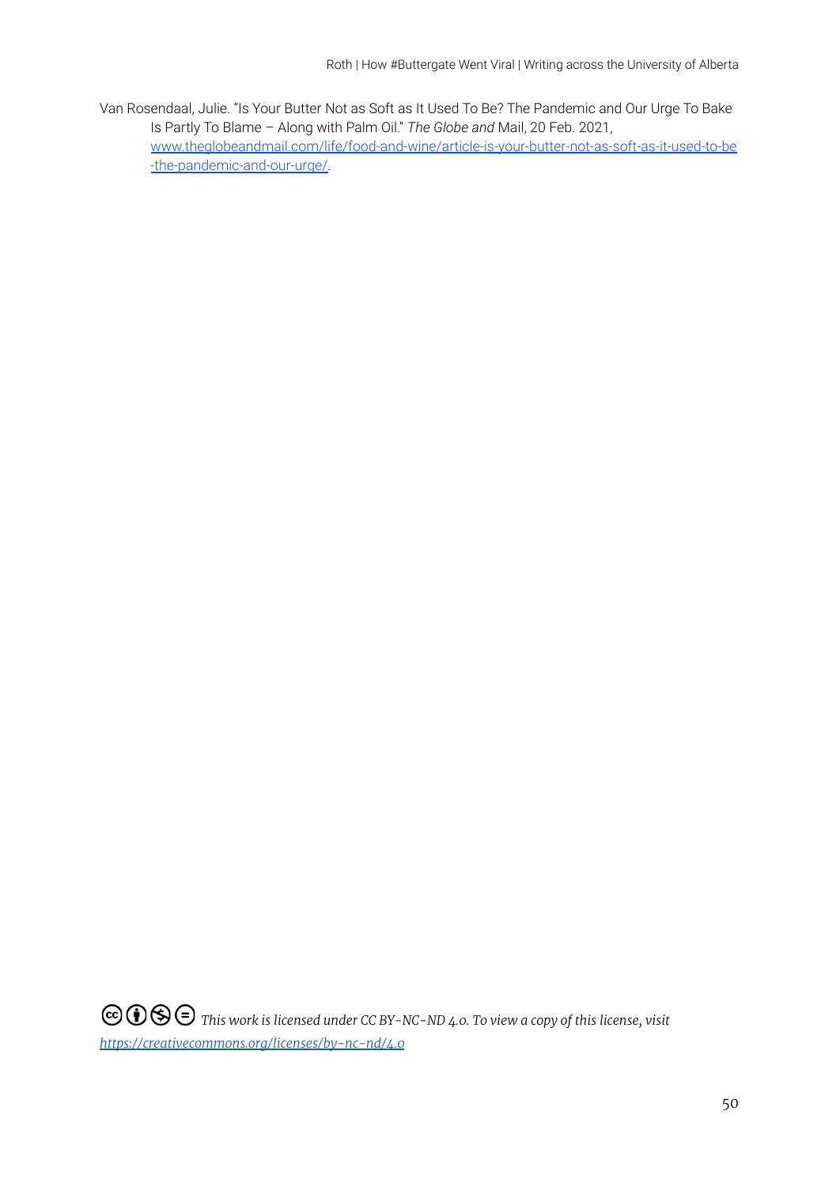Van Rosendaal, Julie. "Is Your Butter Not as Soft as It Used To Be? The Pandemic and Our Urge To Bake Is Partly To Blame – Along with Palm Oil." *The Globe and* Mail, 20 Feb. 2021, [www.theglobeandmail.com/life/food-and-wine/article-is-your-butter-not-as-soft-as-it-used-to-be-the-pandemic-and-our-urge/](www.theglobeandmail.com/life/food-and-wine/article-is-your-butter-not-as-soft-as-it-used-to-be-the-pandemic-and-our-urge/).

*This work is licensed under CC BY-NC-ND 4.0. To view a copy of this license, visit [https://creativecommons.org/licenses/by-nc-nd/4.0](https://creativecommons.org/licenses/by-nc-nd/4.0)*